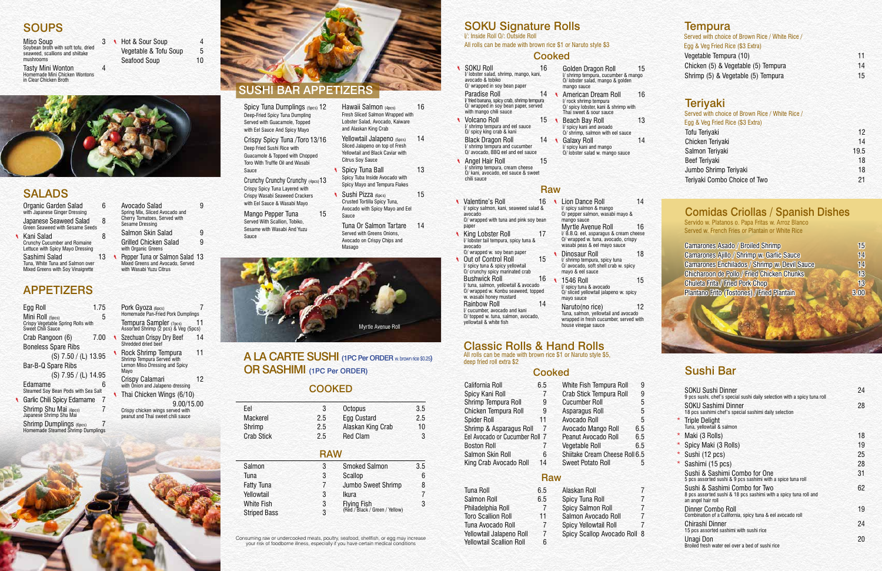## SOUPS

| Item | Price |
|---|---|
| Miso Soup<br>Soybean broth with soft tofu, dried seaweed, scallions and shiitake mushrooms | 3 |
| Tasty Mini Wonton<br>Homemade Mini Chicken Wontons in Clear Chicken Broth | 4 |
| Hot & Sour Soup | 4 |
| Vegetable & Tofu Soup | 5 |
| Seafood Soup | 10 |

## SALADS

| Item | Price |
|---|---|
| Organic Garden Salad<br>with Japanese Ginger Dressing | 6 |
| Japanese Seaweed Salad<br>Green Seaweed with Sesame Seeds | 8 |
| Kani Salad<br>Crunchy Cucumber and Romaine Lettuce with Spicy Mayo Dressing | 8 |
| Sashimi Salad<br>Tuna, White Tuna and Salmon over Mixed Greens with Soy Vinaigrette | 13 |
| Avocado Salad<br>Spring Mix, Sliced Avocado and Cherry Tomatoes, Served with Sesame Dressing | 9 |
| Salmon Skin Salad | 9 |
| Grilled Chicken Salad<br>with Organic Greens | 9 |
| Pepper Tuna or Salmon Salad<br>Mixed Greens and Avocado, Served with Wasabi Yuzu Citrus | 13 |

## APPETIZERS

| Item | Price |
|---|---|
| Egg Roll | 1.75 |
| Mini Roll (5pcs)<br>Crispy Vegetable Spring Rolls with Sweet Chili Sauce | 5 |
| Crab Rangoon (6) | 7.00 |
| Boneless Spare Ribs | (S) 7.50 / (L) 13.95 |
| Bar-B-Q Spare Ribs | (S) 7.95 / (L) 14.95 |
| Edamame<br>Steamed Soy Bean Pods with Sea Salt | 6 |
| Garlic Chili Spicy Edamame | 7 |
| Shrimp Shu Mai (6pcs)<br>Japanese Shrimp Shu Mai | 7 |
| Shrimp Dumplings (6pcs)<br>Homemade Steamed Shrimp Dumplings | 7 |
| Pork Gyoza (6pcs)<br>Homemade Pan-Fried Pork Dumplings | 7 |
| Tempura Sampler (7pcs)<br>Assorted Shrimp (2 pcs) & Veg (5pcs) | 11 |
| Szechuan Crispy Dry Beef<br>Shredded dried beef | 14 |
| Rock Shrimp Tempura<br>Shrimp Tempura Served with Lemon Miso Dressing and Spicy Mayo | 11 |
| Crispy Calamari<br>with Onion and Jalapeno dressing | 12 |
| Thai Chicken Wings (6/10)<br>Crispy chicken wings served with peanut and Thai sweet chili sauce | 9.00/15.00 |

## SUSHI BAR APPETIZERS

| Item | Price |
|---|---|
| Spicy Tuna Dumplings (5pcs)<br>Deep-Fried Spicy Tuna Dumpling Served with Guacamole, Topped with Eel Sauce And Spicy Mayo | 12 |
| Crispy Spicy Tuna /Toro<br>Deep Fried Sushi Rice with Guacamole & Topped with Chopped Toro With Truffle Oil and Wasabi Sauce | 13/16 |
| Crunchy Crunchy Crunchy (4pcs)<br>Crispy Spicy Tuna Layered with Crispy Wasabi Seaweed Crackers with Eel Sauce & Wasabi Mayo | 13 |
| Mango Pepper Tuna<br>Served With Scallion, Tobiko, Sesame with Wasabi And Yuzu Sauce | 15 |
| Hawaii Salmon (4pcs)<br>Fresh Sliced Salmon Wrapped with Lobster Salad, Avocado, Kaiware and Alaskan King Crab | 16 |
| Yellowtail Jalapeno (5pcs)<br>Sliced Jalapeno on top of Fresh Yellowtail and Black Caviar with Citrus Soy Sauce | 14 |
| Spicy Tuna Ball<br>Spicy Tuba Inside Avocado with Spicy Mayo and Tempura Flakes | 13 |
| Sushi Pizza (6pcs)<br>Crusted Tortilla Spicy Tuna, Avocado with Spicy Mayo and Eel Sauce | 15 |
| Tuna Or Salmon Tartare<br>Served with Greens Onions, Avocado on Crispy Chips and Masago | 14 |

Myrtle Avenue Roll

## A LA CARTE SUSHI (1PC Per ORDER w. brown rice $0.25) OR SASHIMI (1PC Per ORDER)

### COOKED

| Item | Price | Item | Price |
|---|---|---|---|
| Eel | 3 | Octopus | 3.5 |
| Mackerel | 2.5 | Egg Custard | 2.5 |
| Shrimp | 2.5 | Alaskan King Crab | 10 |
| Crab Stick | 2.5 | Red Clam | 3 |

### RAW

| Item | Price | Item | Price |
|---|---|---|---|
| Salmon | 3 | Smoked Salmon | 3.5 |
| Tuna | 3 | Scallop | 6 |
| Fatty Tuna | 7 | Jumbo Sweet Shrimp | 8 |
| Yellowtail | 3 | Ikura | 7 |
| White Fish | 3 | Flying Fish (Red / Black / Green / Yellow) | 3 |
| Striped Bass | 3 | | |

Consuming raw or undercooked meats, poultry, seafood, shellfish, or egg may increase your risk of foodborne illness, especially if you have certain medical conditions

## SOKU Signature Rolls

I/: Inside Roll O/: Outside Roll

All rolls can be made with brown rice $1 or Naruto style $3

### Cooked

| Item | Price |
|---|---|
| SOKU Roll<br>I/ lobster salad, shrimp, mango, kani, avocado & tobiko<br>O/ wrapped in soy bean paper | 16 |
| Paradise Roll<br>I/ fried banana, spicy crab, shrimp tempura<br>O/ wrapped in soy bean paper, served with mango chili sauce | 14 |
| Volcano Roll<br>I/ shrimp tempura and eel sauce<br>O/ spicy king crab & kani | 15 |
| Black Dragon Roll<br>I/ shrimp tempura and cucumber<br>O/ avocado, BBQ eel and eel sauce | 14 |
| Angel Hair Roll<br>I/ shrimp tempura, cream cheese<br>O/ kani, avocado, eel sauce & sweet chili sauce | 15 |
| Golden Dragon Roll<br>I/ shrimp tempura, cucumber & mango<br>O/ lobster salad, mango & golden mango sauce | 15 |
| American Dream Roll<br>I/ rock shrimp tempura<br>O/ spicy lobster, kani & shrimp with Thai sweet & sour sauce | 16 |
| Beach Bay Roll<br>I/ spicy kani and avoado<br>O/ shrimp, salmon with eel sauce | 13 |
| Galaxy Roll<br>I/ spicy kani and mango<br>O/ lobster salad w. mango sauce | 14 |

### Raw

| Item | Price |
|---|---|
| Valentine's Roll<br>I/ spicy salmon, kani, seaweed salad & avocado<br>O/ wrapped with tuna and pink soy bean paper | 16 |
| King Lobster Roll<br>I/ lobster tail tempura, spicy tuna & avocado<br>O/ wrapped w. soy bean paper | 17 |
| Out of Control Roll<br>I/ spicy tuna & spicy yellowtail<br>O/ crunchy spicy marinated crab | 15 |
| Bushwick Roll<br>I/ tuna, salmon, yellowtail & avocado<br>O/ wrapped w. Konbu seaweed, topped w. wasabi honey mustard | 16 |
| Rainbow Roll<br>I/ cucumber, avocado and kani<br>O/ topped w. tuna, salmon, avocado, yellowtail & white fish | 14 |
| Lion Dance Roll<br>I/ spicy salmon & mango<br>O/ pepper salmon, wasabi mayo & mango sauce | 14 |
| Myrtle Avenue Roll<br>I/ B.B.Q. eel, asparagus & cream cheese<br>O/ wrapped w. tuna, avocado, crispy wasabi peas & eel mayo sauce | 16 |
| Dinosaur Roll<br>I/ shrimp tempura, spicy tuna<br>O/ avocado, soft shell crab w. spicy mayo & eel sauce | 18 |
| 1546 Roll<br>I/ spicy tuna & avocado<br>O/ sliced yellowtail jalapeno w. spicy mayo sauce | 15 |
| Naruto(no rice)<br>Tuna, salmon, yellowtail and avocado wrapped in fresh cucumber, served with house vinegae sauce | 12 |

## Classic Rolls & Hand Rolls

All rolls can be made with brown rice $1 or Naruto style $5, deep fried roll extra $2

### Cooked

| Item | Price | Item | Price |
|---|---|---|---|
| California Roll | 6.5 | White Fish Tempura Roll | 9 |
| Spicy Kani Roll | 7 | Crab Stick Tempura Roll | 9 |
| Shrimp Tempura Roll | 9 | Cucumber Roll | 5 |
| Chicken Tempura Roll | 9 | Asparagus Roll | 5 |
| Spider Roll | 11 | Avocado Roll | 5 |
| Shrimp & Asparagus Roll | 7 | Avocado Mango Roll | 6.5 |
| Eel Avocado or Cucumber Roll | 7 | Peanut Avocado Roll | 6.5 |
| Boston Roll | 7 | Vegetable Roll | 6.5 |
| Salmon Skin Roll | 6 | Shiitake Cream Cheese Roll | 6.5 |
| King Crab Avocado Roll | 14 | Sweet Potato Roll | 5 |

### Raw

| Item | Price | Item | Price |
|---|---|---|---|
| Tuna Roll | 6.5 | Alaskan Roll | 7 |
| Salmon Roll | 6.5 | Spicy Tuna Roll | 7 |
| Philadelphia Roll | 7 | Spicy Salmon Roll | 7 |
| Toro Scallion Roll | 11 | Salmon Avocado Roll | 7 |
| Tuna Avocado Roll | 7 | Spicy Yellowtail Roll | 7 |
| Yellowtail Jalapeno Roll | 7 | Spicy Scallop Avocado Roll | 8 |
| Yellowtail Scallion Roll | 6 | | |

## Tempura

Served with choice of Brown Rice / White Rice / Egg & Veg Fried Rice ($3 Extra)

| Item | Price |
|---|---|
| Vegetable Tempura (10) | 11 |
| Chicken (5) & Vegetable (5) Tempura | 14 |
| Shrimp (5) & Vegetable (5) Tempura | 15 |

## Teriyaki

Served with choice of Brown Rice / White Rice / Egg & Veg Fried Rice ($3 Extra)

| Item | Price |
|---|---|
| Tofu Teriyaki | 12 |
| Chicken Teriyaki | 14 |
| Salmon Teriyaki | 19.5 |
| Beef Teriyaki | 18 |
| Jumbo Shrimp Teriyaki | 18 |
| Teriyaki Combo Choice of Two | 21 |

## Comidas Criollas / Spanish Dishes

Servido w. Platanos o. Papa Fritas w. Arroz Blanco

Served w. French Fries or Plantain or White Rice

| Item | Price |
|---|---|
| Camarones Asado / Broiled Shrimp | 15 |
| Camarones Ajillo / Shrimp w. Garlic Sauce | 14 |
| Camarones Enchilados / Shrimp w. Devil Sauce | 14 |
| Chicharoon de Pollo / Fried Chicken Chunks | 13 |
| Chuleta Frita / Fried Pork Chop | 13 |
| Plantano Frito (Tostones) / Fried Plantain | 3.00 |

## Sushi Bar

| Item | Price |
|---|---|
| SOKU Sushi Dinner<br>9 pcs sushi, chef's special sushi daily selection with a spicy tuna roll | 24 |
| SOKU Sashimi Dinner<br>18 pcs sashimi chef's special sashimi daily selection | 28 |
| * Triple Delight<br>Tuna, yellowtail & salmon | |
| * Maki (3 Rolls) | 18 |
| * Spicy Maki (3 Rolls) | 19 |
| * Sushi (12 pcs) | 25 |
| * Sashimi (15 pcs) | 28 |
| Sushi & Sashimi Combo for One<br>5 pcs assorted sushi & 9 pcs sashimi with a spice tuna roll | 31 |
| Sushi & Sashimi Combo for Two<br>8 pcs assorted sushi & 18 pcs sashimi with a spicy tuna roll and an angel hair roll | 62 |
| Dinner Combo Roll<br>Combination of a California, spicy tuna & eel avocado roll | 19 |
| Chirashi Dinner<br>15 pcs assorted sashimi with sushi rice | 24 |
| Unagi Don<br>Broiled fresh water eel over a bed of sushi rice | 20 |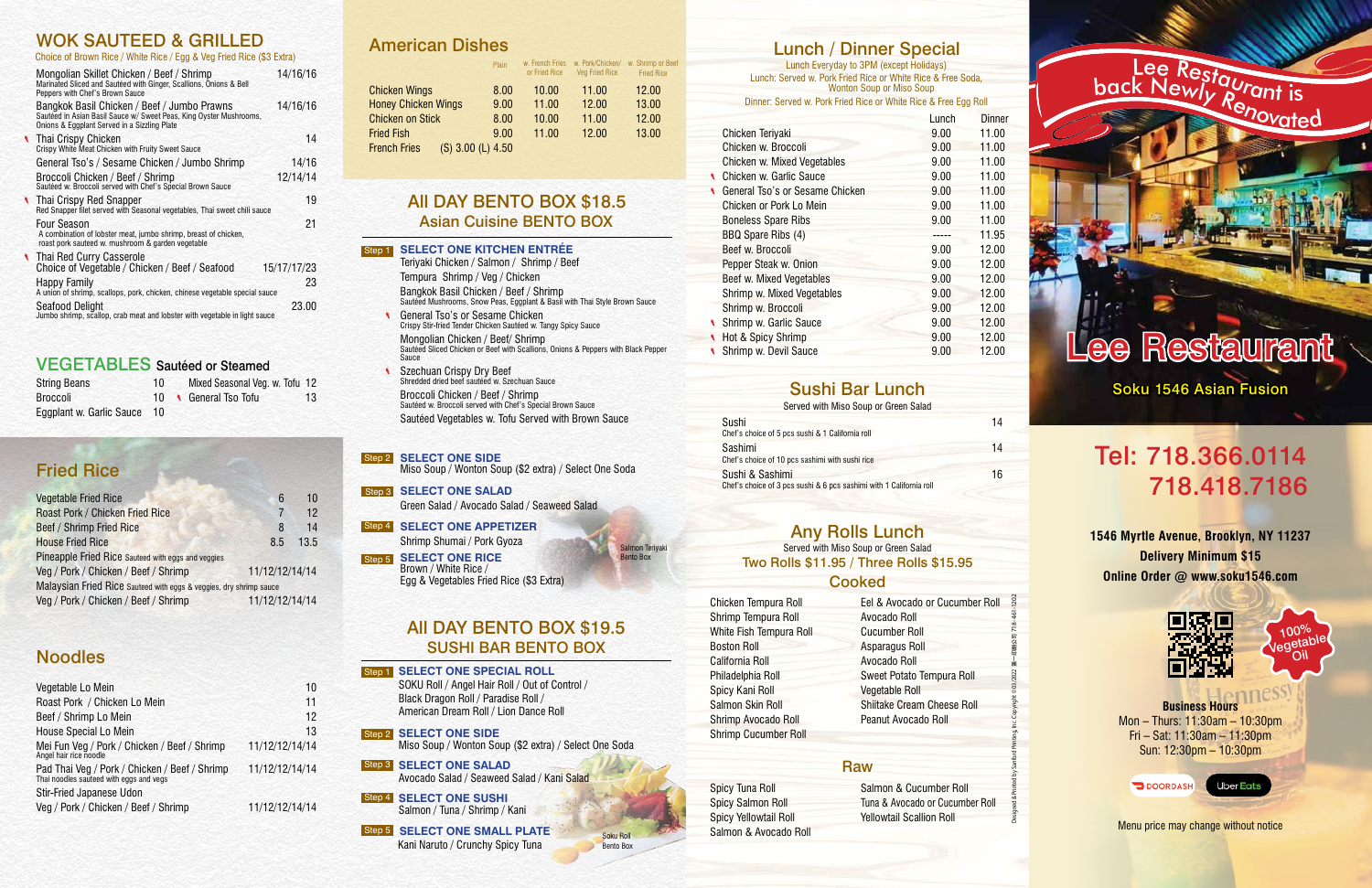## WOK SAUTEED & GRILLED

Choice of Brown Rice / White Rice / Egg & Veg Fried Rice ($3 Extra)

| | |
|---|---|
| Mongolian Skillet Chicken / Beef / Shrimp<br>Marinated Sliced and Sautéed with Ginger, Scallions, Onions & Bell Peppers with Chef's Brown Sauce | 14/16/16 |
| Bangkok Basil Chicken / Beef / Jumbo Prawns<br>Sautéed in Asian Basil Sauce w/ Sweet Peas, King Oyster Mushrooms, Onions & Eggplant Served in a Sizzling Plate | 14/16/16 |
| Thai Crispy Chicken<br>Crispy White Meat Chicken with Fruity Sweet Sauce | 14 |
| General Tso's / Sesame Chicken / Jumbo Shrimp | 14/16 |
| Broccoli Chicken / Beef / Shrimp<br>Sautéed w. Broccoli served with Chef's Special Brown Sauce | 12/14/14 |
| Thai Crispy Red Snapper<br>Red Snapper filet served with Seasonal vegetables, Thai sweet chili sauce | 19 |
| Four Season<br>A combination of lobster meat, jumbo shrimp, breast of chicken, roast pork sauteed w. mushroom & garden vegetable | 21 |
| Thai Red Curry Casserole<br>Choice of Vegetable / Chicken / Beef / Seafood | 15/17/17/23 |
| Happy Family<br>A union of shrimp, scallops, pork, chicken, chinese vegetable special sauce | 23 |
| Seafood Delight<br>Jumbo shrimp, scallop, crab meat and lobster with vegetable in light sauce | 23.00 |

## VEGETABLES Sautéed or Steamed

| | | | |
|---|---|---|---|
| String Beans | 10 | Mixed Seasonal Veg. w. Tofu | 12 |
| Broccoli | 10 | General Tso Tofu | 13 |
| Eggplant w. Garlic Sauce | 10 | | |

## Fried Rice

| | | |
|---|---|---|
| Vegetable Fried Rice | 6 | 10 |
| Roast Pork / Chicken Fried Rice | 7 | 12 |
| Beef / Shrimp Fried Rice | 8 | 14 |
| House Fried Rice | 8.5 | 13.5 |
| Pineapple Fried Rice Sauteed with eggs and veggies | | |
| Veg / Pork / Chicken / Beef / Shrimp | | 11/12/12/14/14 |
| Malaysian Fried Rice Sauteed with eggs & veggies, dry shrimp sauce | | |
| Veg / Pork / Chicken / Beef / Shrimp | | 11/12/12/14/14 |

## Noodles

| | |
|---|---|
| Vegetable Lo Mein | 10 |
| Roast Pork / Chicken Lo Mein | 11 |
| Beef / Shrimp Lo Mein | 12 |
| House Special Lo Mein | 13 |
| Mei Fun Veg / Pork / Chicken / Beef / Shrimp<br>Angel hair rice noodle | 11/12/12/14/14 |
| Pad Thai Veg / Pork / Chicken / Beef / Shrimp<br>Thai noodles sauteed with eggs and vegs | 11/12/12/14/14 |
| Stir-Fried Japanese Udon | |
| Veg / Pork / Chicken / Beef / Shrimp | 11/12/12/14/14 |

## American Dishes

| | Plain | w. French Fries or Fried Rice | w. Pork/Chicken/ Veg Fried Rice | w. Shrimp or Beef Fried Rice |
|---|---|---|---|---|
| Chicken Wings | 8.00 | 10.00 | 11.00 | 12.00 |
| Honey Chicken Wings | 9.00 | 11.00 | 12.00 | 13.00 |
| Chicken on Stick | 8.00 | 10.00 | 11.00 | 12.00 |
| Fried Fish | 9.00 | 11.00 | 12.00 | 13.00 |
| French Fries (S) 3.00 (L) 4.50 | | | | |

## All DAY BENTO BOX $18.5
### Asian Cuisine BENTO BOX

**Step 1 SELECT ONE KITCHEN ENTRÉE**
- Teriyaki Chicken / Salmon / Shrimp / Beef
- Tempura Shrimp / Veg / Chicken
- Bangkok Basil Chicken / Beef / Shrimp
  Sautéed Mushrooms, Snow Peas, Eggplant & Basil with Thai Style Brown Sauce
- General Tso's or Sesame Chicken
  Crispy Stir-fried Tender Chicken Sautéed w. Tangy Spicy Sauce
- Mongolian Chicken / Beef/ Shrimp
  Sautéed Sliced Chicken or Beef with Scallions, Onions & Peppers with Black Pepper Sauce
- Szechuan Crispy Dry Beef
  Shredded dried beef sautéed w. Szechuan Sauce
- Broccoli Chicken / Beef / Shrimp
  Sautéed w. Broccoli served with Chef's Special Brown Sauce
- Sautéed Vegetables w. Tofu Served with Brown Sauce

**Step 2 SELECT ONE SIDE**
Miso Soup / Wonton Soup ($2 extra) / Select One Soda

**Step 3 SELECT ONE SALAD**
Green Salad / Avocado Salad / Seaweed Salad

**Step 4 SELECT ONE APPETIZER**
Shrimp Shumai / Pork Gyoza

**Step 5 SELECT ONE RICE**
Brown / White Rice / Egg & Vegetables Fried Rice ($3 Extra)

Salmon Teriyaki Bento Box

## All DAY BENTO BOX $19.5
### SUSHI BAR BENTO BOX

**Step 1 SELECT ONE SPECIAL ROLL**
SOKU Roll / Angel Hair Roll / Out of Control / Black Dragon Roll / Paradise Roll / American Dream Roll / Lion Dance Roll

**Step 2 SELECT ONE SIDE**
Miso Soup / Wonton Soup ($2 extra) / Select One Soda

**Step 3 SELECT ONE SALAD**
Avocado Salad / Seaweed Salad / Kani Salad

**Step 4 SELECT ONE SUSHI**
Salmon / Tuna / Shrimp / Kani

**Step 5 SELECT ONE SMALL PLATE**
Kani Naruto / Crunchy Spicy Tuna

Soku Roll Bento Box

## Lunch / Dinner Special

Lunch Everyday to 3PM (except Holidays)
Lunch: Served w. Pork Fried Rice or White Rice & Free Soda, Wonton Soup or Miso Soup
Dinner: Served w. Pork Fried Rice or White Rice & Free Egg Roll

| | Lunch | Dinner |
|---|---|---|
| Chicken Teriyaki | 9.00 | 11.00 |
| Chicken w. Broccoli | 9.00 | 11.00 |
| Chicken w. Mixed Vegetables | 9.00 | 11.00 |
| Chicken w. Garlic Sauce | 9.00 | 11.00 |
| General Tso's or Sesame Chicken | 9.00 | 11.00 |
| Chicken or Pork Lo Mein | 9.00 | 11.00 |
| Boneless Spare Ribs | 9.00 | 11.00 |
| BBQ Spare Ribs (4) | ----- | 11.95 |
| Beef w. Broccoli | 9.00 | 12.00 |
| Pepper Steak w. Onion | 9.00 | 12.00 |
| Beef w. Mixed Vegetables | 9.00 | 12.00 |
| Shrimp w. Mixed Vegetables | 9.00 | 12.00 |
| Shrimp w. Broccoli | 9.00 | 12.00 |
| Shrimp w. Garlic Sauce | 9.00 | 12.00 |
| Hot & Spicy Shrimp | 9.00 | 12.00 |
| Shrimp w. Devil Sauce | 9.00 | 12.00 |

## Sushi Bar Lunch

Served with Miso Soup or Green Salad

| | |
|---|---|
| Sushi<br>Chef's choice of 5 pcs sushi & 1 California roll | 14 |
| Sashimi<br>Chef's choice of 10 pcs sashimi with sushi rice | 14 |
| Sushi & Sashimi<br>Chef's choice of 3 pcs sushi & 6 pcs sashimi with 1 California roll | 16 |

## Any Rolls Lunch

Served with Miso Soup or Green Salad
Two Rolls $11.95 / Three Rolls $15.95

### Cooked

- Chicken Tempura Roll
- Shrimp Tempura Roll
- White Fish Tempura Roll
- Boston Roll
- California Roll
- Philadelphia Roll
- Spicy Kani Roll
- Salmon Skin Roll
- Shrimp Avocado Roll
- Shrimp Cucumber Roll
- Eel & Avocado or Cucumber Roll
- Avocado Roll
- Cucumber Roll
- Asparagus Roll
- Avocado Roll
- Sweet Potato Tempura Roll
- Vegetable Roll
- Shiitake Cream Cheese Roll
- Peanut Avocado Roll

### Raw

- Spicy Tuna Roll
- Spicy Salmon Roll
- Spicy Yellowtail Roll
- Salmon & Avocado Roll
- Salmon & Cucumber Roll
- Tuna & Avocado or Cucumber Roll
- Yellowtail Scallion Roll

Lee Restaurant is back Newly Renovated

# Lee Restaurant

Soku 1546 Asian Fusion

**Tel: 718.366.0114**
**718.418.7186**

**1546 Myrtle Avenue, Brooklyn, NY 11237**
**Delivery Minimum $15**
**Online Order @ www.soku1546.com**

100% Vegetable Oil

**Business Hours**
Mon – Thurs: 11:30am – 10:30pm
Fri – Sat: 11:30am – 11:30pm
Sun: 12:30pm – 10:30pm

DOORDASH Uber Eats

Menu price may change without notice